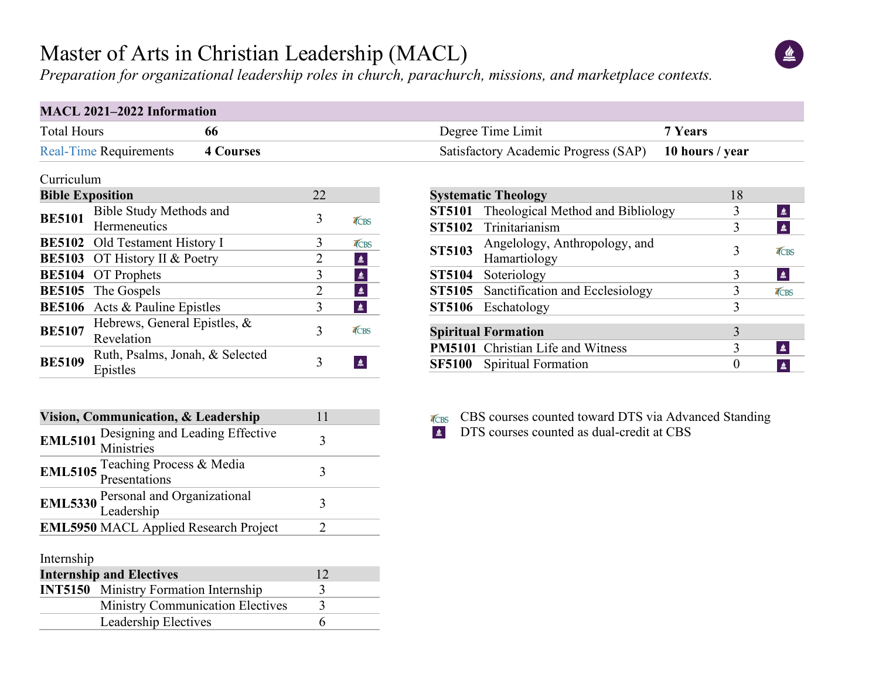# Master of Arts in Christian Leadership (MACL)

*Preparation for organizational leadership roles in church, parachurch, missions, and marketplace contexts.*

| MACL 2021–2022 Information | | | |
|---|---|---|---|
| Total Hours | **66** | Degree Time Limit | **7 Years** |
| Real-Time Requirements | **4 Courses** | Satisfactory Academic Progress (SAP) | **10 hours / year** |

Curriculum

| **Bible Exposition** | | 22 | |
|---|---|---|---|
| **BE5101** | Bible Study Methods and Hermeneutics | 3 | CBS |
| **BE5102** | Old Testament History I | 3 | CBS |
| **BE5103** | OT History II & Poetry | 2 | DTS |
| **BE5104** | OT Prophets | 3 | DTS |
| **BE5105** | The Gospels | 2 | DTS |
| **BE5106** | Acts & Pauline Epistles | 3 | DTS |
| **BE5107** | Hebrews, General Epistles, & Revelation | 3 | CBS |
| **BE5109** | Ruth, Psalms, Jonah, & Selected Epistles | 3 | DTS |

| **Vision, Communication, & Leadership** | | 11 |
|---|---|---|
| **EML5101** | Designing and Leading Effective Ministries | 3 |
| **EML5105** | Teaching Process & Media Presentations | 3 |
| **EML5330** | Personal and Organizational Leadership | 3 |
| **EML5950** | MACL Applied Research Project | 2 |

Internship

| **Internship and Electives** | | 12 |
|---|---|---|
| **INT5150** | Ministry Formation Internship | 3 |
| | Ministry Communication Electives | 3 |
| | Leadership Electives | 6 |

| **Systematic Theology** | | 18 | |
|---|---|---|---|
| **ST5101** | Theological Method and Bibliology | 3 | DTS |
| **ST5102** | Trinitarianism | 3 | DTS |
| **ST5103** | Angelology, Anthropology, and Hamartiology | 3 | CBS |
| **ST5104** | Soteriology | 3 | DTS |
| **ST5105** | Sanctification and Ecclesiology | 3 | CBS |
| **ST5106** | Eschatology | 3 | |

| **Spiritual Formation** | | 3 | |
|---|---|---|---|
| **PM5101** | Christian Life and Witness | 3 | DTS |
| **SF5100** | Spiritual Formation | 0 | DTS |

CBS — CBS courses counted toward DTS via Advanced Standing

DTS — DTS courses counted as dual-credit at CBS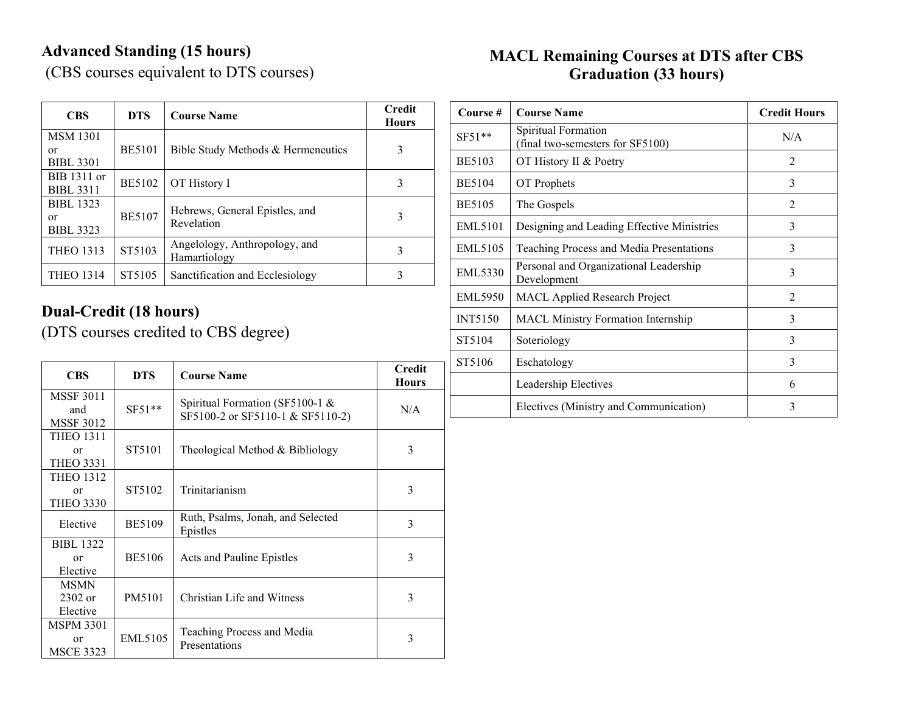## Advanced Standing (15 hours)

(CBS courses equivalent to DTS courses)

| CBS | DTS | Course Name | Credit Hours |
|---|---|---|---|
| MSM 1301 or BIBL 3301 | BE5101 | Bible Study Methods & Hermeneutics | 3 |
| BIB 1311 or BIBL 3311 | BE5102 | OT History I | 3 |
| BIBL 1323 or BIBL 3323 | BE5107 | Hebrews, General Epistles, and Revelation | 3 |
| THEO 1313 | ST5103 | Angelology, Anthropology, and Hamartiology | 3 |
| THEO 1314 | ST5105 | Sanctification and Ecclesiology | 3 |

## Dual-Credit (18 hours)

(DTS courses credited to CBS degree)

| CBS | DTS | Course Name | Credit Hours |
|---|---|---|---|
| MSSF 3011 and MSSF 3012 | SF51** | Spiritual Formation (SF5100-1 & SF5100-2 or SF5110-1 & SF5110-2) | N/A |
| THEO 1311 or THEO 3331 | ST5101 | Theological Method & Bibliology | 3 |
| THEO 1312 or THEO 3330 | ST5102 | Trinitarianism | 3 |
| Elective | BE5109 | Ruth, Psalms, Jonah, and Selected Epistles | 3 |
| BIBL 1322 or Elective | BE5106 | Acts and Pauline Epistles | 3 |
| MSMN 2302 or Elective | PM5101 | Christian Life and Witness | 3 |
| MSPM 3301 or MSCE 3323 | EML5105 | Teaching Process and Media Presentations | 3 |

## MACL Remaining Courses at DTS after CBS Graduation (33 hours)

| Course # | Course Name | Credit Hours |
|---|---|---|
| SF51** | Spiritual Formation (final two-semesters for SF5100) | N/A |
| BE5103 | OT History II & Poetry | 2 |
| BE5104 | OT Prophets | 3 |
| BE5105 | The Gospels | 2 |
| EML5101 | Designing and Leading Effective Ministries | 3 |
| EML5105 | Teaching Process and Media Presentations | 3 |
| EML5330 | Personal and Organizational Leadership Development | 3 |
| EML5950 | MACL Applied Research Project | 2 |
| INT5150 | MACL Ministry Formation Internship | 3 |
| ST5104 | Soteriology | 3 |
| ST5106 | Eschatology | 3 |
| | Leadership Electives | 6 |
| | Electives (Ministry and Communication) | 3 |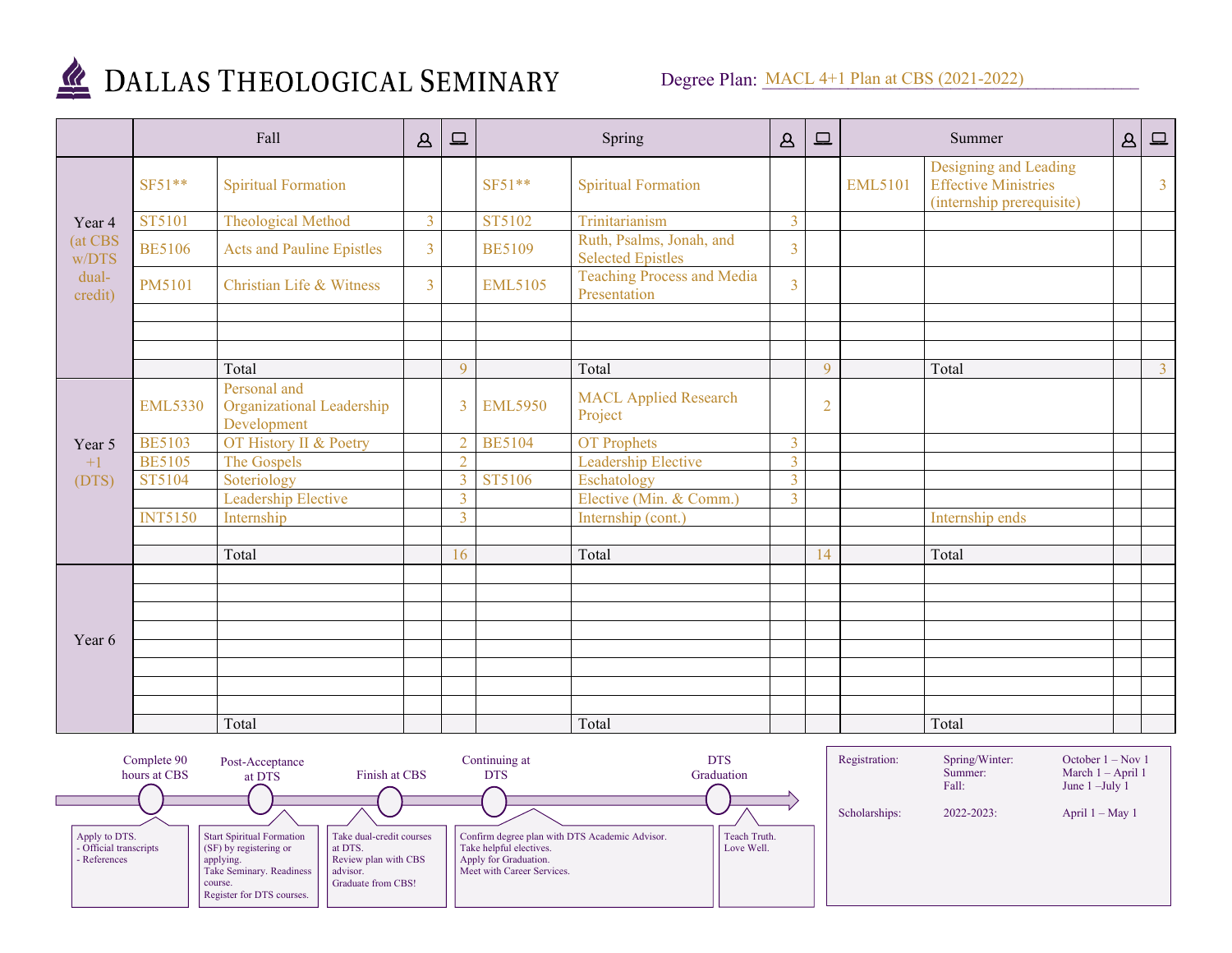# DALLAS THEOLOGICAL SEMINARY

Degree Plan: MACL 4+1 Plan at CBS (2021-2022)

| | Fall | | In-person | Online | Spring | | In-person | Online | Summer | | In-person | Online |
|---|---|---|---|---|---|---|---|---|---|---|---|---|
| Year 4 (at CBS w/DTS dual-credit) | SF51** | Spiritual Formation | | | SF51** | Spiritual Formation | | | EML5101 | Designing and Leading Effective Ministries (internship prerequisite) | | 3 |
| | ST5101 | Theological Method | 3 | | ST5102 | Trinitarianism | 3 | | | | | |
| | BE5106 | Acts and Pauline Epistles | 3 | | BE5109 | Ruth, Psalms, Jonah, and Selected Epistles | 3 | | | | | |
| | PM5101 | Christian Life & Witness | 3 | | EML5105 | Teaching Process and Media Presentation | 3 | | | | | |
| | | | | | | | | | | | | |
| | | | | | | | | | | | | |
| | | | | | | | | | | | | |
| | | Total | | 9 | | Total | | 9 | | Total | | 3 |
| Year 5 +1 (DTS) | EML5330 | Personal and Organizational Leadership Development | | 3 | EML5950 | MACL Applied Research Project | | 2 | | | | |
| | BE5103 | OT History II & Poetry | | 2 | BE5104 | OT Prophets | 3 | | | | | |
| | BE5105 | The Gospels | | 2 | | Leadership Elective | 3 | | | | | |
| | ST5104 | Soteriology | | 3 | ST5106 | Eschatology | 3 | | | | | |
| | | Leadership Elective | | 3 | | Elective (Min. & Comm.) | 3 | | | | | |
| | INT5150 | Internship | | 3 | | Internship (cont.) | | | | Internship ends | | |
| | | | | | | | | | | | | |
| | | Total | | 16 | | Total | | 14 | | Total | | |
| Year 6 | | | | | | | | | | | | |
| | | Total | | | | Total | | | | Total | | |

**Complete 90 hours at CBS**
Apply to DTS.
- Official transcripts
- References

**Post-Acceptance at DTS**
Start Spiritual Formation (SF) by registering or applying.
Take Seminary. Readiness course.
Register for DTS courses.

**Finish at CBS**
Take dual-credit courses at DTS.
Review plan with CBS advisor.
Graduate from CBS!

**Continuing at DTS**
Confirm degree plan with DTS Academic Advisor.
Take helpful electives.
Apply for Graduation.
Meet with Career Services.

**DTS Graduation**
Teach Truth.
Love Well.

| | | |
|---|---|---|
| Registration: | Spring/Winter: | October 1 – Nov 1 |
| | Summer: | March 1 – April 1 |
| | Fall: | June 1 –July 1 |
| Scholarships: | 2022-2023: | April 1 – May 1 |